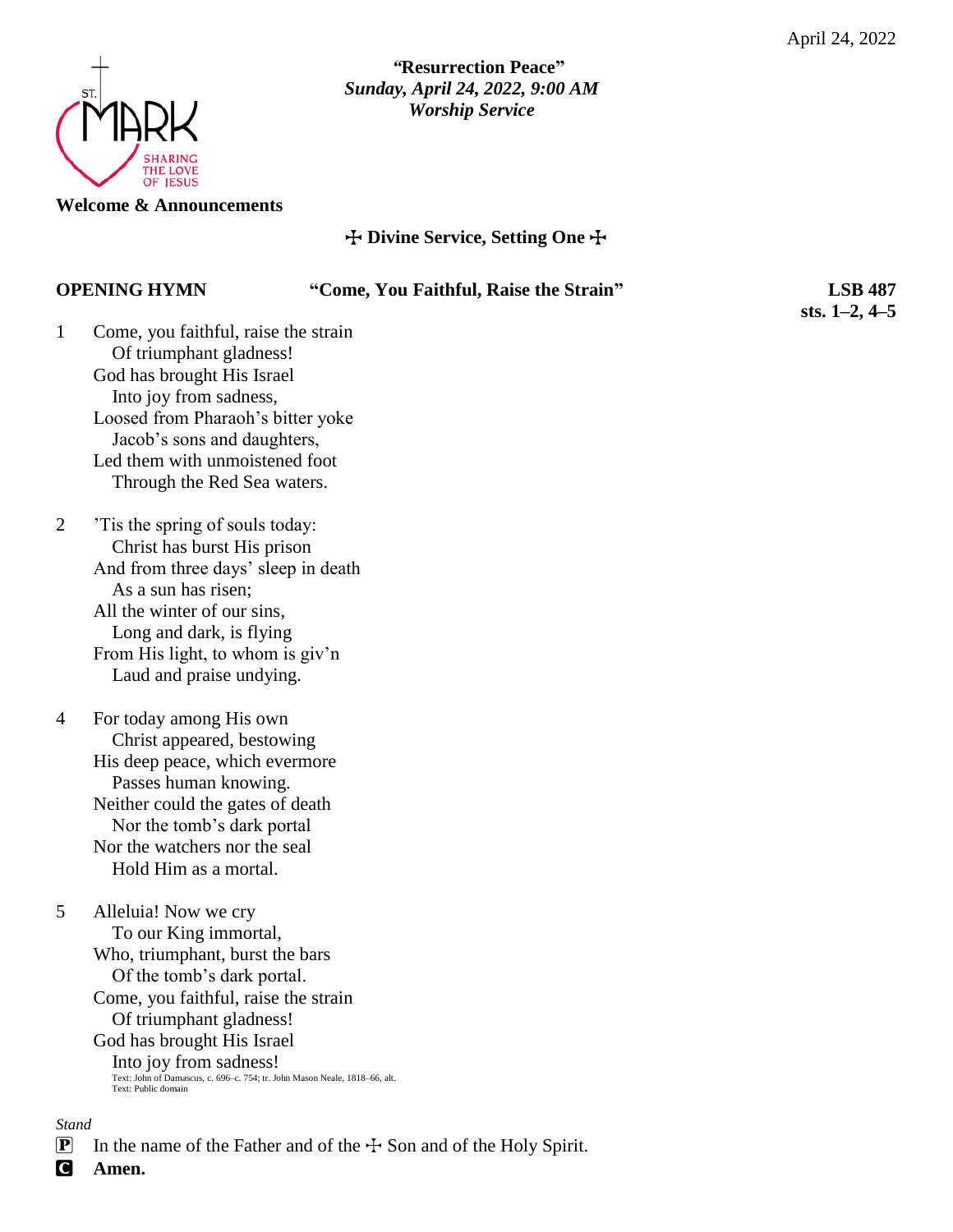April 24, 2022

**"Resurrection Peace"**
***Sunday, April 24, 2022, 9:00 AM***
***Worship Service***

ST. MARK
SHARING THE LOVE OF JESUS

**Welcome & Announcements**

## ☩ Divine Service, Setting One ☩

**OPENING HYMN** **"Come, You Faithful, Raise the Strain"** **LSB 487 sts. 1–2, 4–5**

1 Come, you faithful, raise the strain
  Of triumphant gladness!
 God has brought His Israel
  Into joy from sadness,
 Loosed from Pharaoh's bitter yoke
  Jacob's sons and daughters,
 Led them with unmoistened foot
  Through the Red Sea waters.

2 'Tis the spring of souls today:
  Christ has burst His prison
 And from three days' sleep in death
  As a sun has risen;
 All the winter of our sins,
  Long and dark, is flying
 From His light, to whom is giv'n
  Laud and praise undying.

4 For today among His own
  Christ appeared, bestowing
 His deep peace, which evermore
  Passes human knowing.
 Neither could the gates of death
  Nor the tomb's dark portal
 Nor the watchers nor the seal
  Hold Him as a mortal.

5 Alleluia! Now we cry
  To our King immortal,
 Who, triumphant, burst the bars
  Of the tomb's dark portal.
 Come, you faithful, raise the strain
  Of triumphant gladness!
 God has brought His Israel
  Into joy from sadness!

Text: John of Damascus, c. 696–c. 754; tr. John Mason Neale, 1818–66, alt.
Text: Public domain

*Stand*

P In the name of the Father and of the ☩ Son and of the Holy Spirit.

C **Amen.**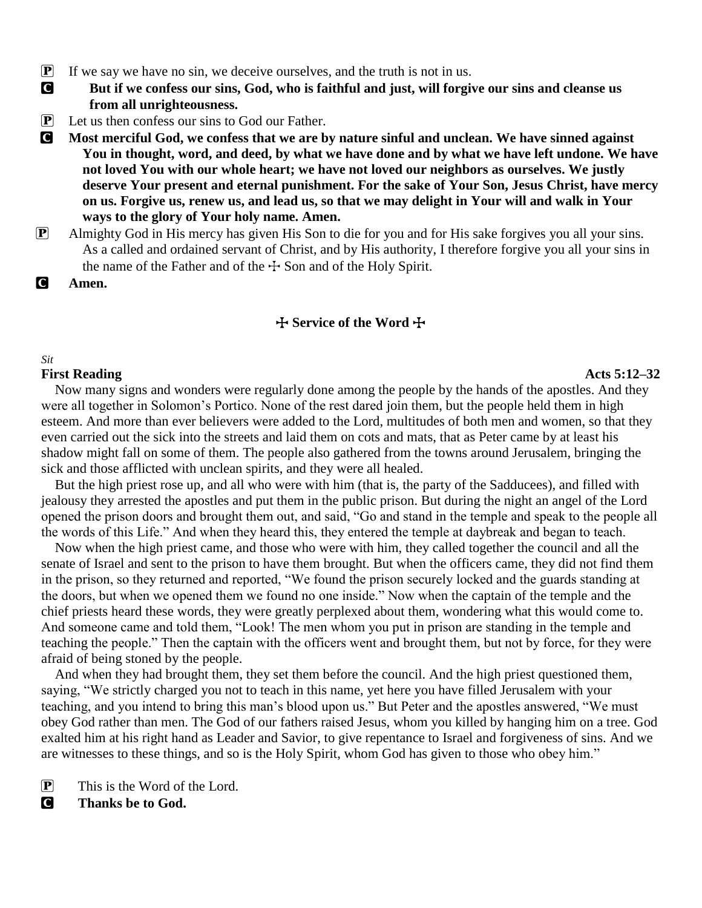P If we say we have no sin, we deceive ourselves, and the truth is not in us.

C **But if we confess our sins, God, who is faithful and just, will forgive our sins and cleanse us from all unrighteousness.**

P Let us then confess our sins to God our Father.

C **Most merciful God, we confess that we are by nature sinful and unclean. We have sinned against You in thought, word, and deed, by what we have done and by what we have left undone. We have not loved You with our whole heart; we have not loved our neighbors as ourselves. We justly deserve Your present and eternal punishment. For the sake of Your Son, Jesus Christ, have mercy on us. Forgive us, renew us, and lead us, so that we may delight in Your will and walk in Your ways to the glory of Your holy name. Amen.**

P Almighty God in His mercy has given His Son to die for you and for His sake forgives you all your sins. As a called and ordained servant of Christ, and by His authority, I therefore forgive you all your sins in the name of the Father and of the ☩ Son and of the Holy Spirit.

C **Amen.**

## ☩ Service of the Word ☩

*Sit*

**First Reading** **Acts 5:12–32**

Now many signs and wonders were regularly done among the people by the hands of the apostles. And they were all together in Solomon's Portico. None of the rest dared join them, but the people held them in high esteem. And more than ever believers were added to the Lord, multitudes of both men and women, so that they even carried out the sick into the streets and laid them on cots and mats, that as Peter came by at least his shadow might fall on some of them. The people also gathered from the towns around Jerusalem, bringing the sick and those afflicted with unclean spirits, and they were all healed.

But the high priest rose up, and all who were with him (that is, the party of the Sadducees), and filled with jealousy they arrested the apostles and put them in the public prison. But during the night an angel of the Lord opened the prison doors and brought them out, and said, "Go and stand in the temple and speak to the people all the words of this Life." And when they heard this, they entered the temple at daybreak and began to teach.

Now when the high priest came, and those who were with him, they called together the council and all the senate of Israel and sent to the prison to have them brought. But when the officers came, they did not find them in the prison, so they returned and reported, "We found the prison securely locked and the guards standing at the doors, but when we opened them we found no one inside." Now when the captain of the temple and the chief priests heard these words, they were greatly perplexed about them, wondering what this would come to. And someone came and told them, "Look! The men whom you put in prison are standing in the temple and teaching the people." Then the captain with the officers went and brought them, but not by force, for they were afraid of being stoned by the people.

And when they had brought them, they set them before the council. And the high priest questioned them, saying, "We strictly charged you not to teach in this name, yet here you have filled Jerusalem with your teaching, and you intend to bring this man's blood upon us." But Peter and the apostles answered, "We must obey God rather than men. The God of our fathers raised Jesus, whom you killed by hanging him on a tree. God exalted him at his right hand as Leader and Savior, to give repentance to Israel and forgiveness of sins. And we are witnesses to these things, and so is the Holy Spirit, whom God has given to those who obey him."

P This is the Word of the Lord.

C **Thanks be to God.**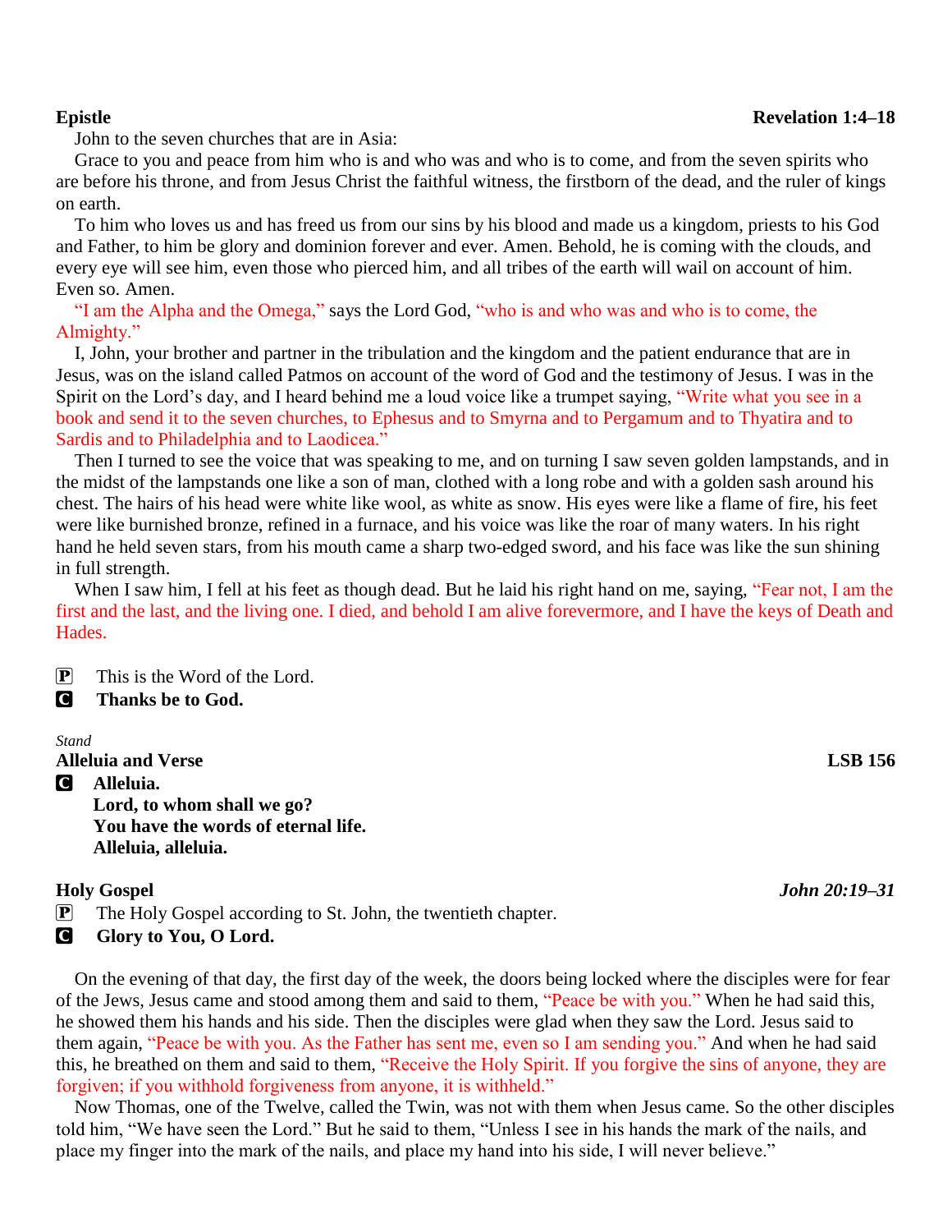**Epistle** **Revelation 1:4–18**

John to the seven churches that are in Asia:

Grace to you and peace from him who is and who was and who is to come, and from the seven spirits who are before his throne, and from Jesus Christ the faithful witness, the firstborn of the dead, and the ruler of kings on earth.

To him who loves us and has freed us from our sins by his blood and made us a kingdom, priests to his God and Father, to him be glory and dominion forever and ever. Amen. Behold, he is coming with the clouds, and every eye will see him, even those who pierced him, and all tribes of the earth will wail on account of him. Even so. Amen.

"I am the Alpha and the Omega," says the Lord God, "who is and who was and who is to come, the Almighty."

I, John, your brother and partner in the tribulation and the kingdom and the patient endurance that are in Jesus, was on the island called Patmos on account of the word of God and the testimony of Jesus. I was in the Spirit on the Lord's day, and I heard behind me a loud voice like a trumpet saying, "Write what you see in a book and send it to the seven churches, to Ephesus and to Smyrna and to Pergamum and to Thyatira and to Sardis and to Philadelphia and to Laodicea."

Then I turned to see the voice that was speaking to me, and on turning I saw seven golden lampstands, and in the midst of the lampstands one like a son of man, clothed with a long robe and with a golden sash around his chest. The hairs of his head were white like wool, as white as snow. His eyes were like a flame of fire, his feet were like burnished bronze, refined in a furnace, and his voice was like the roar of many waters. In his right hand he held seven stars, from his mouth came a sharp two-edged sword, and his face was like the sun shining in full strength.

When I saw him, I fell at his feet as though dead. But he laid his right hand on me, saying, "Fear not, I am the first and the last, and the living one. I died, and behold I am alive forevermore, and I have the keys of Death and Hades.

P This is the Word of the Lord.
C **Thanks be to God.**

*Stand*

**Alleluia and Verse** **LSB 156**

C **Alleluia.**
**Lord, to whom shall we go?**
**You have the words of eternal life.**
**Alleluia, alleluia.**

**Holy Gospel** ***John 20:19–31***

P The Holy Gospel according to St. John, the twentieth chapter.
C **Glory to You, O Lord.**

On the evening of that day, the first day of the week, the doors being locked where the disciples were for fear of the Jews, Jesus came and stood among them and said to them, "Peace be with you." When he had said this, he showed them his hands and his side. Then the disciples were glad when they saw the Lord. Jesus said to them again, "Peace be with you. As the Father has sent me, even so I am sending you." And when he had said this, he breathed on them and said to them, "Receive the Holy Spirit. If you forgive the sins of anyone, they are forgiven; if you withhold forgiveness from anyone, it is withheld."

Now Thomas, one of the Twelve, called the Twin, was not with them when Jesus came. So the other disciples told him, "We have seen the Lord." But he said to them, "Unless I see in his hands the mark of the nails, and place my finger into the mark of the nails, and place my hand into his side, I will never believe."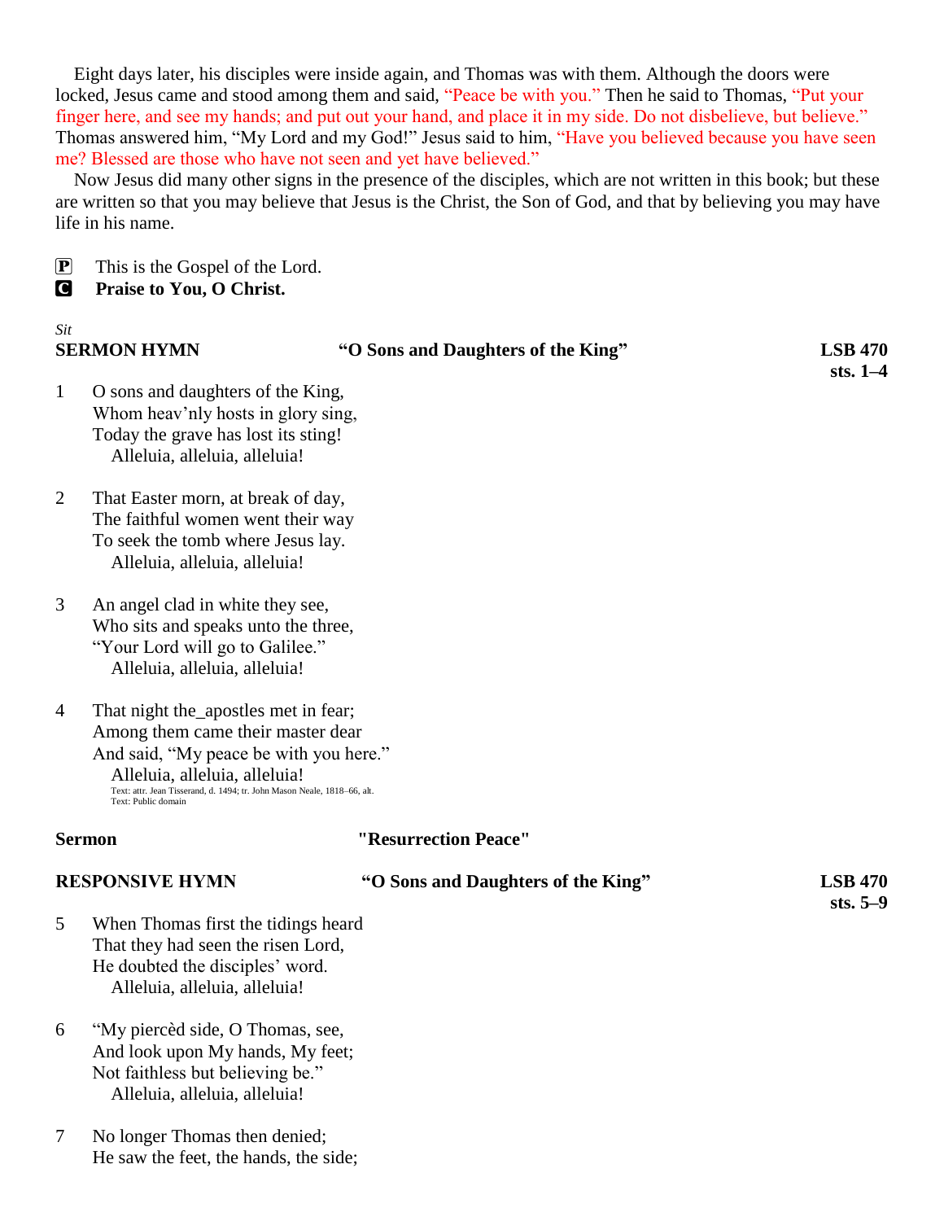Eight days later, his disciples were inside again, and Thomas was with them. Although the doors were locked, Jesus came and stood among them and said, "Peace be with you." Then he said to Thomas, "Put your finger here, and see my hands; and put out your hand, and place it in my side. Do not disbelieve, but believe." Thomas answered him, "My Lord and my God!" Jesus said to him, "Have you believed because you have seen me? Blessed are those who have not seen and yet have believed."

Now Jesus did many other signs in the presence of the disciples, which are not written in this book; but these are written so that you may believe that Jesus is the Christ, the Son of God, and that by believing you may have life in his name.

P This is the Gospel of the Lord.
C **Praise to You, O Christ.**

*Sit*

**SERMON HYMN** **"O Sons and Daughters of the King"** **LSB 470 sts. 1–4**

1 O sons and daughters of the King,
Whom heav'nly hosts in glory sing,
Today the grave has lost its sting!
Alleluia, alleluia, alleluia!

2 That Easter morn, at break of day,
The faithful women went their way
To seek the tomb where Jesus lay.
Alleluia, alleluia, alleluia!

3 An angel clad in white they see,
Who sits and speaks unto the three,
"Your Lord will go to Galilee."
Alleluia, alleluia, alleluia!

4 That night the_apostles met in fear;
Among them came their master dear
And said, "My peace be with you here."
Alleluia, alleluia, alleluia!

Text: attr. Jean Tisserand, d. 1494; tr. John Mason Neale, 1818–66, alt.
Text: Public domain

**Sermon** **"Resurrection Peace"**

**RESPONSIVE HYMN** **"O Sons and Daughters of the King"** **LSB 470 sts. 5–9**

5 When Thomas first the tidings heard
That they had seen the risen Lord,
He doubted the disciples' word.
Alleluia, alleluia, alleluia!

6 "My piercèd side, O Thomas, see,
And look upon My hands, My feet;
Not faithless but believing be."
Alleluia, alleluia, alleluia!

7 No longer Thomas then denied;
He saw the feet, the hands, the side;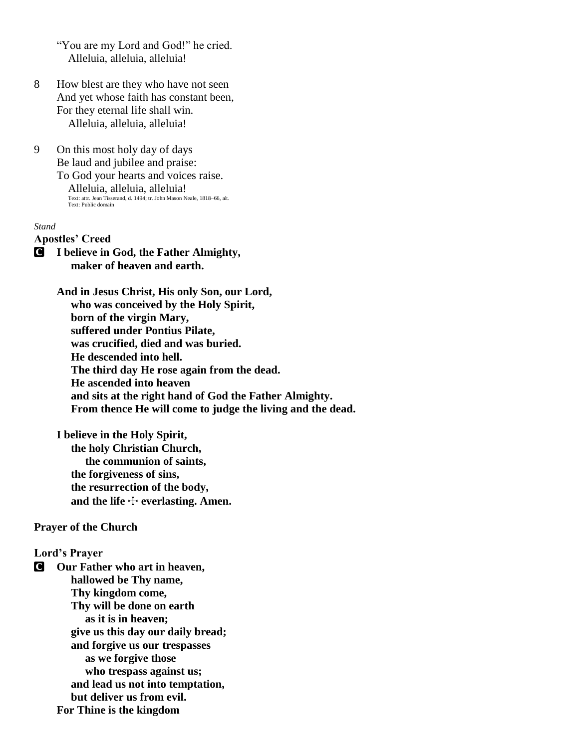"You are my Lord and God!" he cried.
   Alleluia, alleluia, alleluia!

8 How blest are they who have not seen
And yet whose faith has constant been,
For they eternal life shall win.
   Alleluia, alleluia, alleluia!

9 On this most holy day of days
Be laud and jubilee and praise:
To God your hearts and voices raise.
   Alleluia, alleluia, alleluia!

Text: attr. Jean Tisserand, d. 1494; tr. John Mason Neale, 1818–66, alt.
Text: Public domain

*Stand*

**Apostles' Creed**

**C I believe in God, the Father Almighty,
maker of heaven and earth.**

**And in Jesus Christ, His only Son, our Lord,
who was conceived by the Holy Spirit,
born of the virgin Mary,
suffered under Pontius Pilate,
was crucified, died and was buried.
He descended into hell.
The third day He rose again from the dead.
He ascended into heaven
and sits at the right hand of God the Father Almighty.
From thence He will come to judge the living and the dead.**

**I believe in the Holy Spirit,
the holy Christian Church,
the communion of saints,
the forgiveness of sins,
the resurrection of the body,
and the life ☩ everlasting. Amen.**

**Prayer of the Church**

**Lord's Prayer**

**C Our Father who art in heaven,
hallowed be Thy name,
Thy kingdom come,
Thy will be done on earth
as it is in heaven;
give us this day our daily bread;
and forgive us our trespasses
as we forgive those
who trespass against us;
and lead us not into temptation,
but deliver us from evil.
For Thine is the kingdom**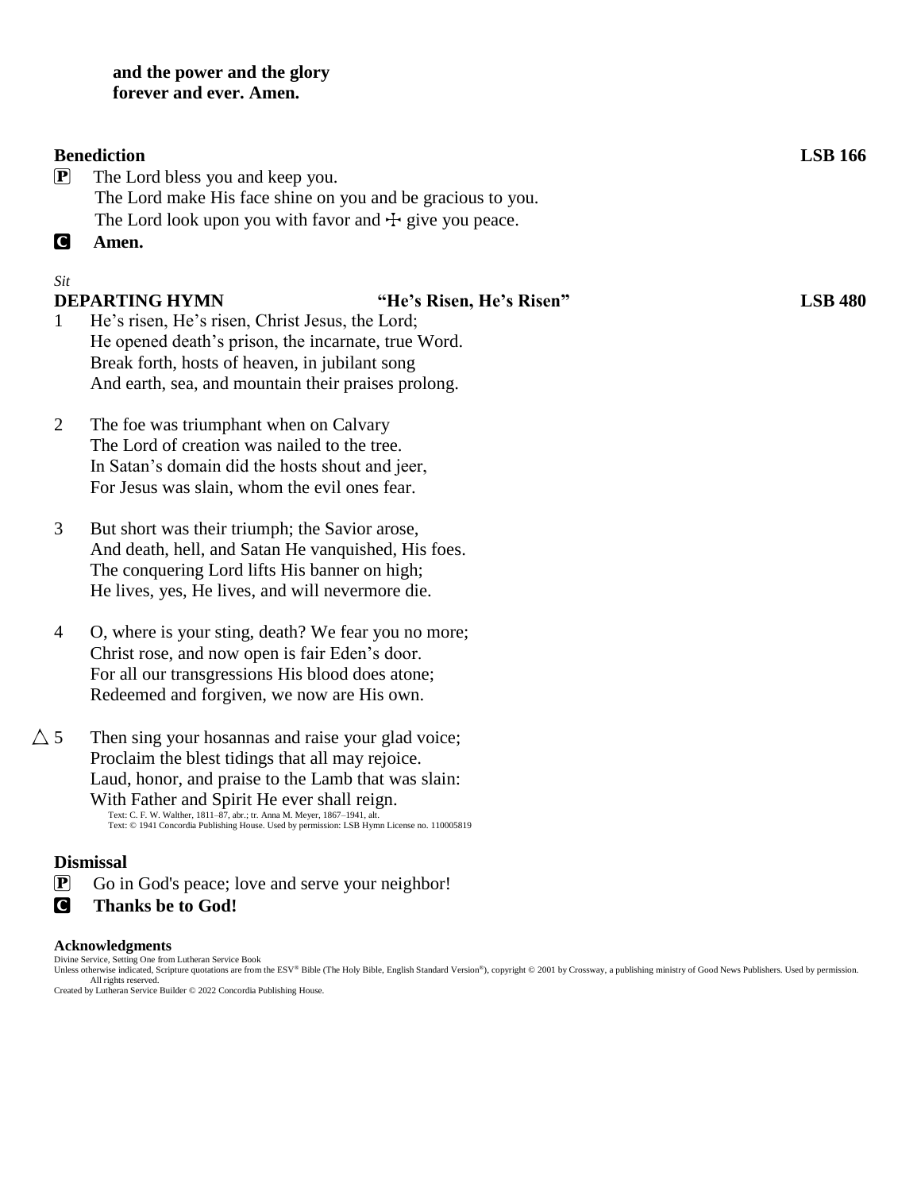**and the power and the glory**
**forever and ever. Amen.**

**Benediction** **LSB 166**

P The Lord bless you and keep you.
The Lord make His face shine on you and be gracious to you.
The Lord look upon you with favor and ☩ give you peace.

C **Amen.**

*Sit*

**DEPARTING HYMN** **"He's Risen, He's Risen"** **LSB 480**

1 He's risen, He's risen, Christ Jesus, the Lord;
He opened death's prison, the incarnate, true Word.
Break forth, hosts of heaven, in jubilant song
And earth, sea, and mountain their praises prolong.

2 The foe was triumphant when on Calvary
The Lord of creation was nailed to the tree.
In Satan's domain did the hosts shout and jeer,
For Jesus was slain, whom the evil ones fear.

3 But short was their triumph; the Savior arose,
And death, hell, and Satan He vanquished, His foes.
The conquering Lord lifts His banner on high;
He lives, yes, He lives, and will nevermore die.

4 O, where is your sting, death? We fear you no more;
Christ rose, and now open is fair Eden's door.
For all our transgressions His blood does atone;
Redeemed and forgiven, we now are His own.

△ 5 Then sing your hosannas and raise your glad voice;
Proclaim the blest tidings that all may rejoice.
Laud, honor, and praise to the Lamb that was slain:
With Father and Spirit He ever shall reign.

Text: C. F. W. Walther, 1811–87, abr.; tr. Anna M. Meyer, 1867–1941, alt.
Text: © 1941 Concordia Publishing House. Used by permission: LSB Hymn License no. 110005819

**Dismissal**

P Go in God's peace; love and serve your neighbor!

C **Thanks be to God!**

**Acknowledgments**

Divine Service, Setting One from Lutheran Service Book
Unless otherwise indicated, Scripture quotations are from the ESV® Bible (The Holy Bible, English Standard Version®), copyright © 2001 by Crossway, a publishing ministry of Good News Publishers. Used by permission. All rights reserved.
Created by Lutheran Service Builder © 2022 Concordia Publishing House.